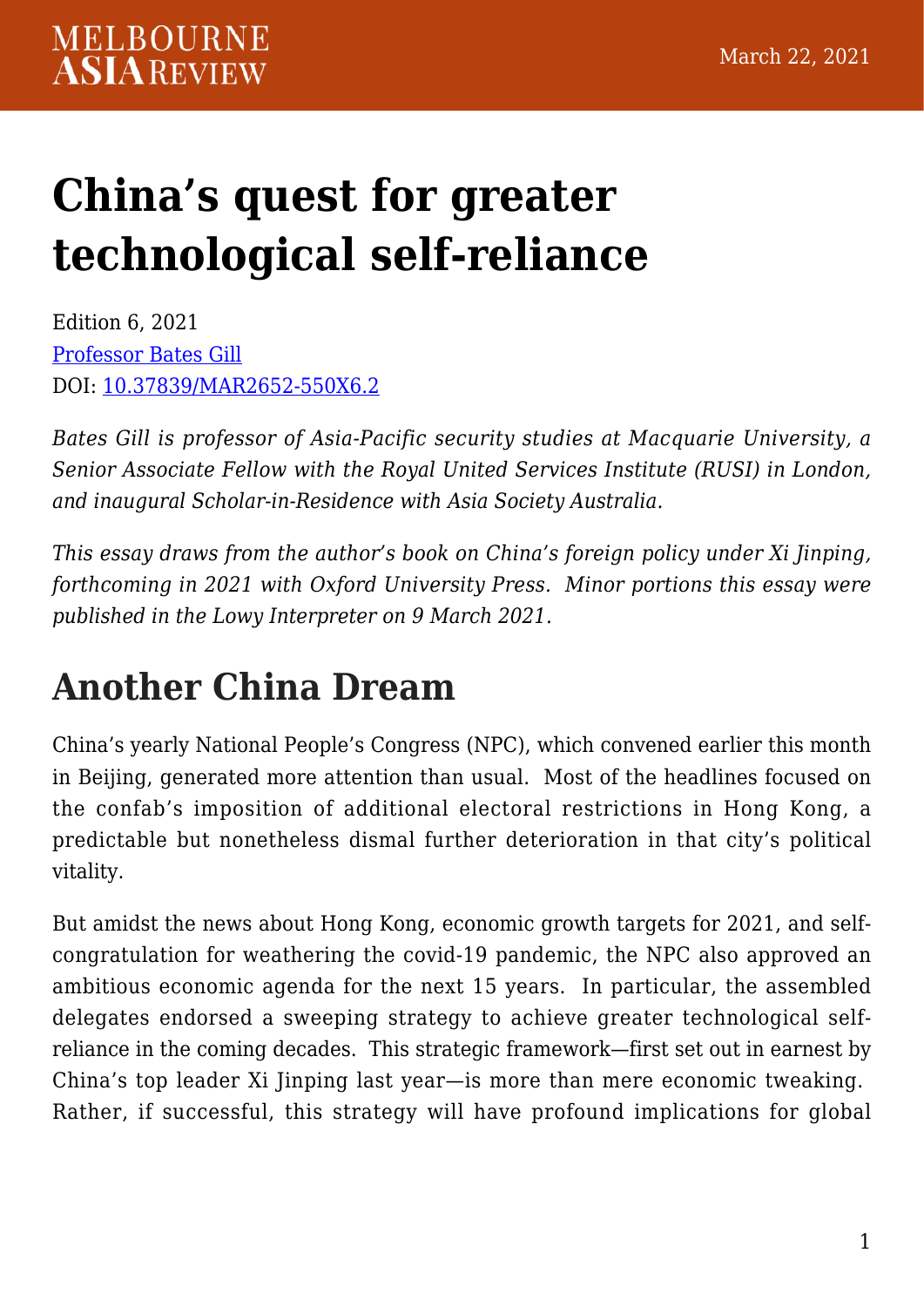MELBOURNE ASIA REVIEW

March 22, 2021

# China's quest for greater technological self-reliance

Edition 6, 2021
[Professor Bates Gill](Professor Bates Gill)
DOI: [10.37839/MAR2652-550X6.2](10.37839/MAR2652-550X6.2)

*Bates Gill is professor of Asia-Pacific security studies at Macquarie University, a Senior Associate Fellow with the Royal United Services Institute (RUSI) in London, and inaugural Scholar-in-Residence with Asia Society Australia.*

*This essay draws from the author's book on China's foreign policy under Xi Jinping, forthcoming in 2021 with Oxford University Press. Minor portions this essay were published in the Lowy Interpreter on 9 March 2021.*

## Another China Dream

China's yearly National People's Congress (NPC), which convened earlier this month in Beijing, generated more attention than usual. Most of the headlines focused on the confab's imposition of additional electoral restrictions in Hong Kong, a predictable but nonetheless dismal further deterioration in that city's political vitality.

But amidst the news about Hong Kong, economic growth targets for 2021, and self-congratulation for weathering the covid-19 pandemic, the NPC also approved an ambitious economic agenda for the next 15 years. In particular, the assembled delegates endorsed a sweeping strategy to achieve greater technological self-reliance in the coming decades. This strategic framework—first set out in earnest by China's top leader Xi Jinping last year—is more than mere economic tweaking. Rather, if successful, this strategy will have profound implications for global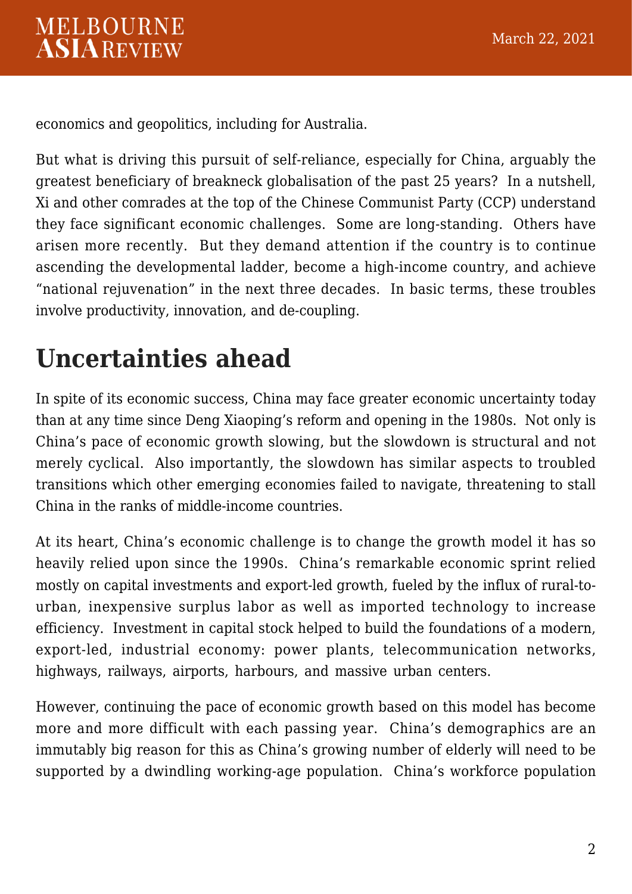economics and geopolitics, including for Australia.

But what is driving this pursuit of self-reliance, especially for China, arguably the greatest beneficiary of breakneck globalisation of the past 25 years? In a nutshell, Xi and other comrades at the top of the Chinese Communist Party (CCP) understand they face significant economic challenges. Some are long-standing. Others have arisen more recently. But they demand attention if the country is to continue ascending the developmental ladder, become a high-income country, and achieve "national rejuvenation" in the next three decades. In basic terms, these troubles involve productivity, innovation, and de-coupling.

## Uncertainties ahead

In spite of its economic success, China may face greater economic uncertainty today than at any time since Deng Xiaoping's reform and opening in the 1980s. Not only is China's pace of economic growth slowing, but the slowdown is structural and not merely cyclical. Also importantly, the slowdown has similar aspects to troubled transitions which other emerging economies failed to navigate, threatening to stall China in the ranks of middle-income countries.

At its heart, China's economic challenge is to change the growth model it has so heavily relied upon since the 1990s. China's remarkable economic sprint relied mostly on capital investments and export-led growth, fueled by the influx of rural-to-urban, inexpensive surplus labor as well as imported technology to increase efficiency. Investment in capital stock helped to build the foundations of a modern, export-led, industrial economy: power plants, telecommunication networks, highways, railways, airports, harbours, and massive urban centers.

However, continuing the pace of economic growth based on this model has become more and more difficult with each passing year. China's demographics are an immutably big reason for this as China's growing number of elderly will need to be supported by a dwindling working-age population. China's workforce population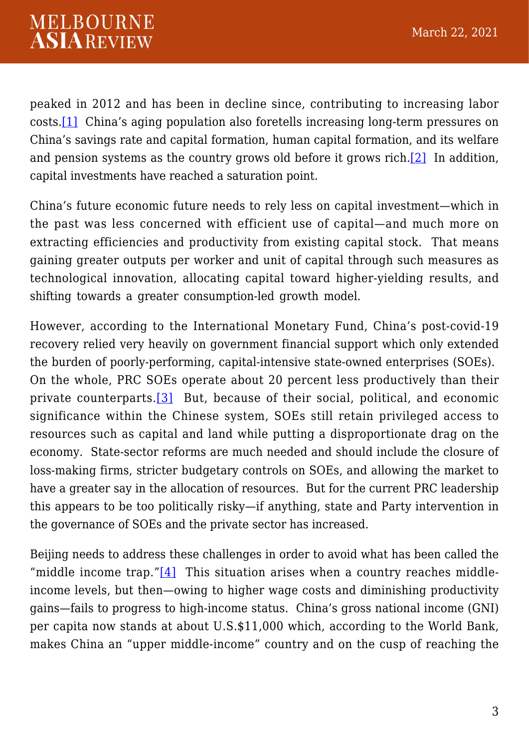peaked in 2012 and has been in decline since, contributing to increasing labor costs.[1] China's aging population also foretells increasing long-term pressures on China's savings rate and capital formation, human capital formation, and its welfare and pension systems as the country grows old before it grows rich.[2] In addition, capital investments have reached a saturation point.

China's future economic future needs to rely less on capital investment—which in the past was less concerned with efficient use of capital—and much more on extracting efficiencies and productivity from existing capital stock. That means gaining greater outputs per worker and unit of capital through such measures as technological innovation, allocating capital toward higher-yielding results, and shifting towards a greater consumption-led growth model.

However, according to the International Monetary Fund, China's post-covid-19 recovery relied very heavily on government financial support which only extended the burden of poorly-performing, capital-intensive state-owned enterprises (SOEs). On the whole, PRC SOEs operate about 20 percent less productively than their private counterparts.[3] But, because of their social, political, and economic significance within the Chinese system, SOEs still retain privileged access to resources such as capital and land while putting a disproportionate drag on the economy. State-sector reforms are much needed and should include the closure of loss-making firms, stricter budgetary controls on SOEs, and allowing the market to have a greater say in the allocation of resources. But for the current PRC leadership this appears to be too politically risky—if anything, state and Party intervention in the governance of SOEs and the private sector has increased.

Beijing needs to address these challenges in order to avoid what has been called the "middle income trap."[4] This situation arises when a country reaches middle-income levels, but then—owing to higher wage costs and diminishing productivity gains—fails to progress to high-income status. China's gross national income (GNI) per capita now stands at about U.S.$11,000 which, according to the World Bank, makes China an "upper middle-income" country and on the cusp of reaching the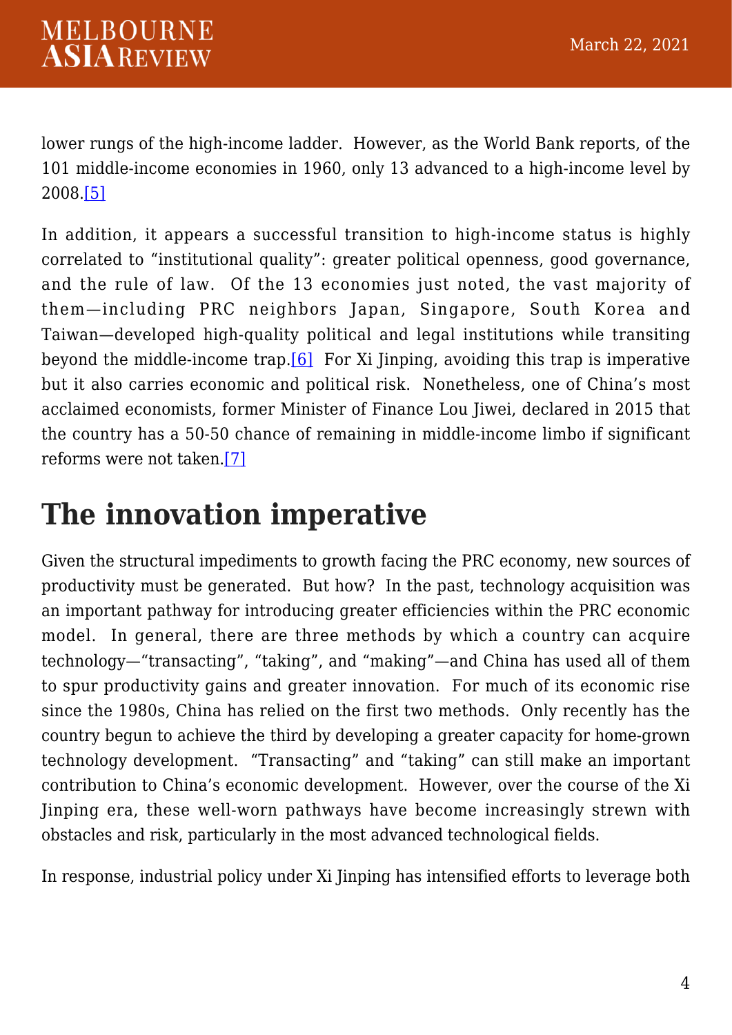lower rungs of the high-income ladder. However, as the World Bank reports, of the 101 middle-income economies in 1960, only 13 advanced to a high-income level by 2008.[5]

In addition, it appears a successful transition to high-income status is highly correlated to "institutional quality": greater political openness, good governance, and the rule of law. Of the 13 economies just noted, the vast majority of them—including PRC neighbors Japan, Singapore, South Korea and Taiwan—developed high-quality political and legal institutions while transiting beyond the middle-income trap.[6] For Xi Jinping, avoiding this trap is imperative but it also carries economic and political risk. Nonetheless, one of China's most acclaimed economists, former Minister of Finance Lou Jiwei, declared in 2015 that the country has a 50-50 chance of remaining in middle-income limbo if significant reforms were not taken.[7]

## The innovation imperative

Given the structural impediments to growth facing the PRC economy, new sources of productivity must be generated. But how? In the past, technology acquisition was an important pathway for introducing greater efficiencies within the PRC economic model. In general, there are three methods by which a country can acquire technology—"transacting", "taking", and "making"—and China has used all of them to spur productivity gains and greater innovation. For much of its economic rise since the 1980s, China has relied on the first two methods. Only recently has the country begun to achieve the third by developing a greater capacity for home-grown technology development. "Transacting" and "taking" can still make an important contribution to China's economic development. However, over the course of the Xi Jinping era, these well-worn pathways have become increasingly strewn with obstacles and risk, particularly in the most advanced technological fields.

In response, industrial policy under Xi Jinping has intensified efforts to leverage both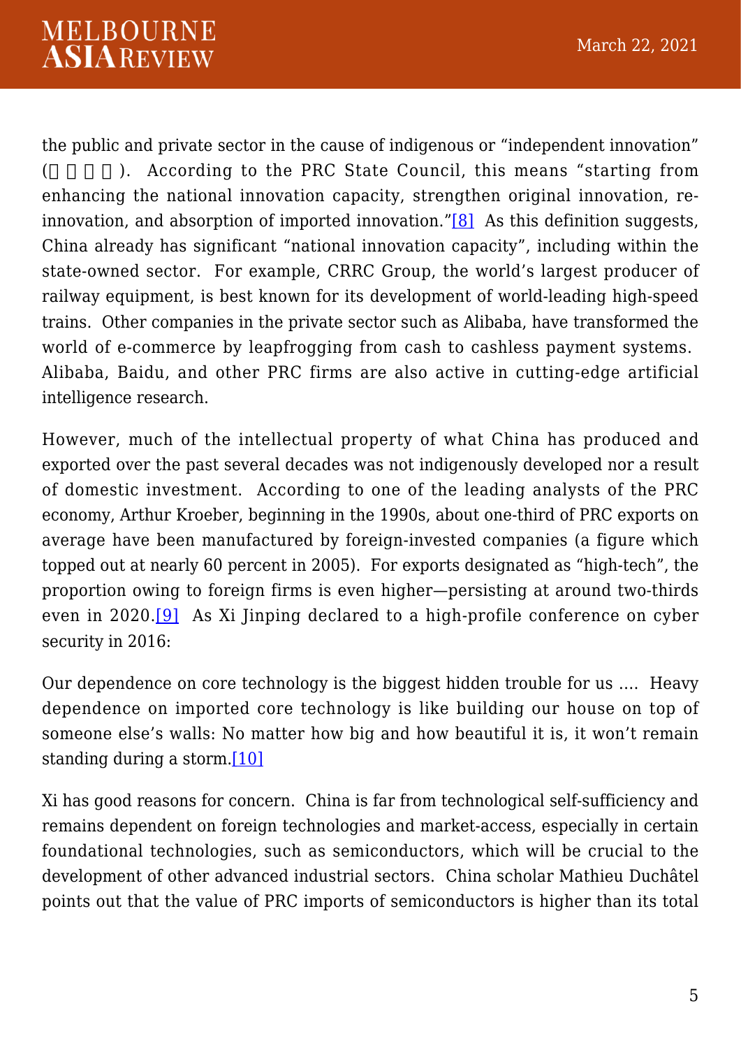the public and private sector in the cause of indigenous or "independent innovation" (自主创新). According to the PRC State Council, this means "starting from enhancing the national innovation capacity, strengthen original innovation, re-innovation, and absorption of imported innovation."[8] As this definition suggests, China already has significant "national innovation capacity", including within the state-owned sector. For example, CRRC Group, the world's largest producer of railway equipment, is best known for its development of world-leading high-speed trains. Other companies in the private sector such as Alibaba, have transformed the world of e-commerce by leapfrogging from cash to cashless payment systems. Alibaba, Baidu, and other PRC firms are also active in cutting-edge artificial intelligence research.

However, much of the intellectual property of what China has produced and exported over the past several decades was not indigenously developed nor a result of domestic investment. According to one of the leading analysts of the PRC economy, Arthur Kroeber, beginning in the 1990s, about one-third of PRC exports on average have been manufactured by foreign-invested companies (a figure which topped out at nearly 60 percent in 2005). For exports designated as "high-tech", the proportion owing to foreign firms is even higher—persisting at around two-thirds even in 2020.[9] As Xi Jinping declared to a high-profile conference on cyber security in 2016:

Our dependence on core technology is the biggest hidden trouble for us …. Heavy dependence on imported core technology is like building our house on top of someone else's walls: No matter how big and how beautiful it is, it won't remain standing during a storm.[10]

Xi has good reasons for concern. China is far from technological self-sufficiency and remains dependent on foreign technologies and market-access, especially in certain foundational technologies, such as semiconductors, which will be crucial to the development of other advanced industrial sectors. China scholar Mathieu Duchâtel points out that the value of PRC imports of semiconductors is higher than its total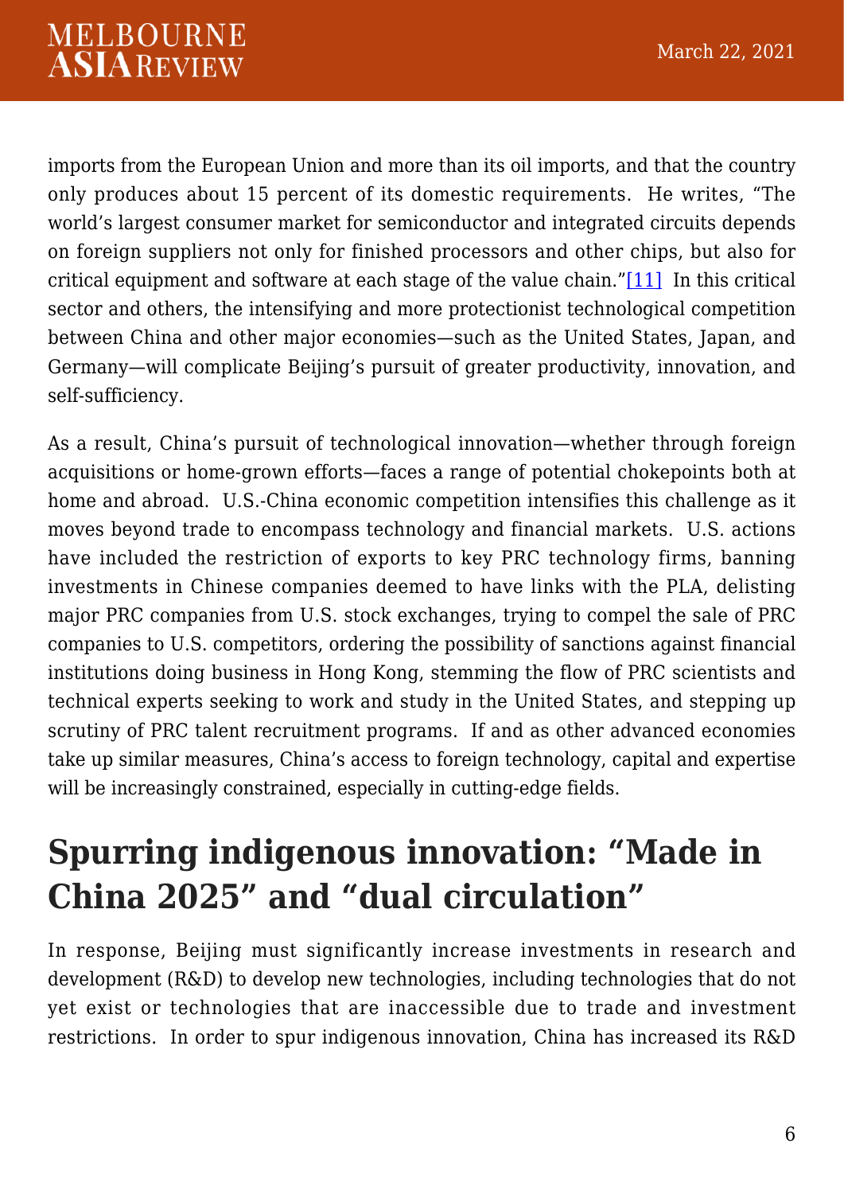imports from the European Union and more than its oil imports, and that the country only produces about 15 percent of its domestic requirements. He writes, "The world's largest consumer market for semiconductor and integrated circuits depends on foreign suppliers not only for finished processors and other chips, but also for critical equipment and software at each stage of the value chain."[11] In this critical sector and others, the intensifying and more protectionist technological competition between China and other major economies—such as the United States, Japan, and Germany—will complicate Beijing's pursuit of greater productivity, innovation, and self-sufficiency.

As a result, China's pursuit of technological innovation—whether through foreign acquisitions or home-grown efforts—faces a range of potential chokepoints both at home and abroad. U.S.-China economic competition intensifies this challenge as it moves beyond trade to encompass technology and financial markets. U.S. actions have included the restriction of exports to key PRC technology firms, banning investments in Chinese companies deemed to have links with the PLA, delisting major PRC companies from U.S. stock exchanges, trying to compel the sale of PRC companies to U.S. competitors, ordering the possibility of sanctions against financial institutions doing business in Hong Kong, stemming the flow of PRC scientists and technical experts seeking to work and study in the United States, and stepping up scrutiny of PRC talent recruitment programs. If and as other advanced economies take up similar measures, China's access to foreign technology, capital and expertise will be increasingly constrained, especially in cutting-edge fields.

## Spurring indigenous innovation: "Made in China 2025" and "dual circulation"

In response, Beijing must significantly increase investments in research and development (R&D) to develop new technologies, including technologies that do not yet exist or technologies that are inaccessible due to trade and investment restrictions. In order to spur indigenous innovation, China has increased its R&D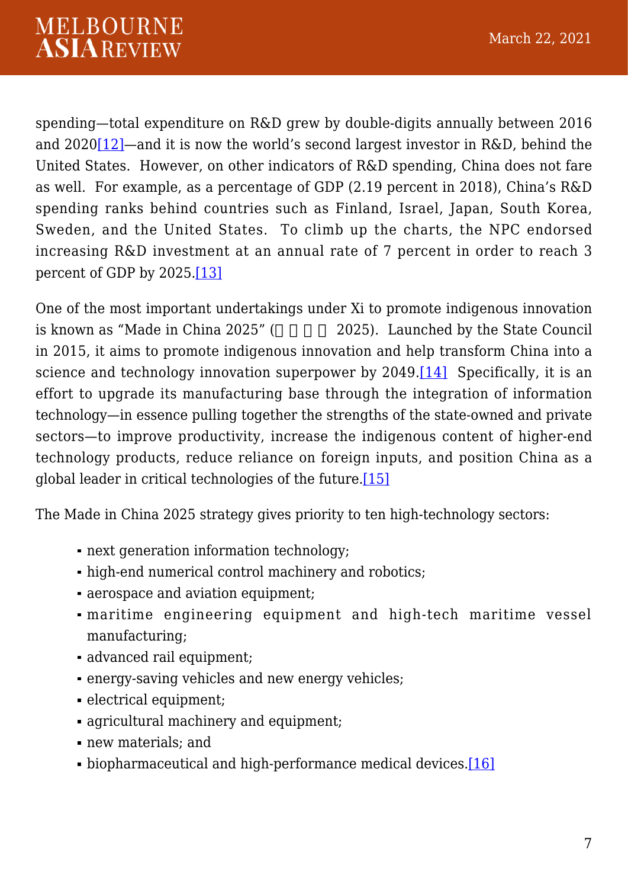spending—total expenditure on R&D grew by double-digits annually between 2016 and 2020[12]—and it is now the world's second largest investor in R&D, behind the United States. However, on other indicators of R&D spending, China does not fare as well. For example, as a percentage of GDP (2.19 percent in 2018), China's R&D spending ranks behind countries such as Finland, Israel, Japan, South Korea, Sweden, and the United States. To climb up the charts, the NPC endorsed increasing R&D investment at an annual rate of 7 percent in order to reach 3 percent of GDP by 2025.[13]

One of the most important undertakings under Xi to promote indigenous innovation is known as "Made in China 2025" (中国制造 2025). Launched by the State Council in 2015, it aims to promote indigenous innovation and help transform China into a science and technology innovation superpower by 2049.[14] Specifically, it is an effort to upgrade its manufacturing base through the integration of information technology—in essence pulling together the strengths of the state-owned and private sectors—to improve productivity, increase the indigenous content of higher-end technology products, reduce reliance on foreign inputs, and position China as a global leader in critical technologies of the future.[15]

The Made in China 2025 strategy gives priority to ten high-technology sectors:

- next generation information technology;
- high-end numerical control machinery and robotics;
- aerospace and aviation equipment;
- maritime engineering equipment and high-tech maritime vessel manufacturing;
- advanced rail equipment;
- energy-saving vehicles and new energy vehicles;
- electrical equipment;
- agricultural machinery and equipment;
- new materials; and
- biopharmaceutical and high-performance medical devices.[16]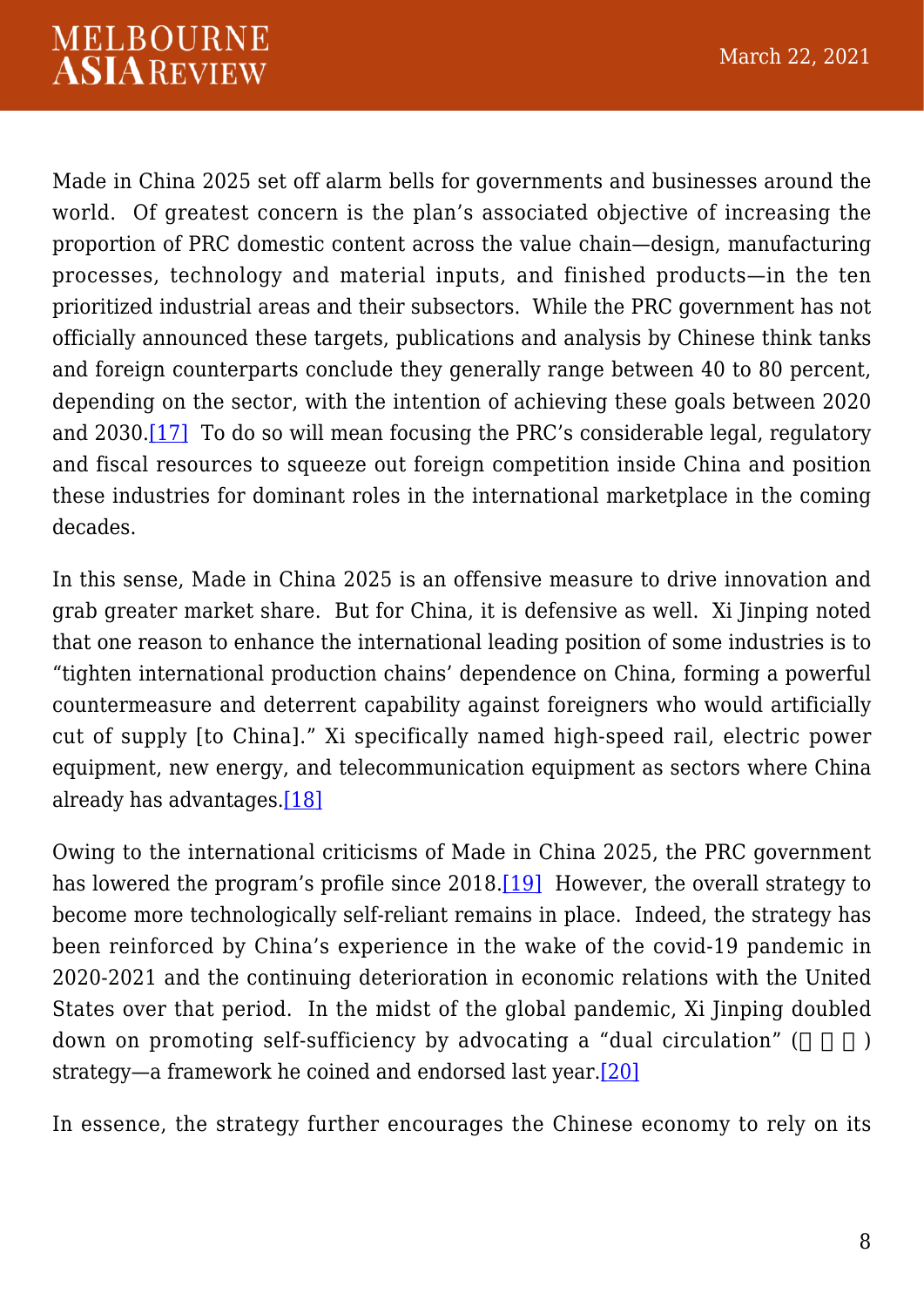Made in China 2025 set off alarm bells for governments and businesses around the world. Of greatest concern is the plan's associated objective of increasing the proportion of PRC domestic content across the value chain—design, manufacturing processes, technology and material inputs, and finished products—in the ten prioritized industrial areas and their subsectors. While the PRC government has not officially announced these targets, publications and analysis by Chinese think tanks and foreign counterparts conclude they generally range between 40 to 80 percent, depending on the sector, with the intention of achieving these goals between 2020 and 2030.[17] To do so will mean focusing the PRC's considerable legal, regulatory and fiscal resources to squeeze out foreign competition inside China and position these industries for dominant roles in the international marketplace in the coming decades.

In this sense, Made in China 2025 is an offensive measure to drive innovation and grab greater market share. But for China, it is defensive as well. Xi Jinping noted that one reason to enhance the international leading position of some industries is to "tighten international production chains' dependence on China, forming a powerful countermeasure and deterrent capability against foreigners who would artificially cut of supply [to China]." Xi specifically named high-speed rail, electric power equipment, new energy, and telecommunication equipment as sectors where China already has advantages.[18]

Owing to the international criticisms of Made in China 2025, the PRC government has lowered the program's profile since 2018.[19] However, the overall strategy to become more technologically self-reliant remains in place. Indeed, the strategy has been reinforced by China's experience in the wake of the covid-19 pandemic in 2020-2021 and the continuing deterioration in economic relations with the United States over that period. In the midst of the global pandemic, Xi Jinping doubled down on promoting self-sufficiency by advocating a "dual circulation" (□□□) strategy—a framework he coined and endorsed last year.[20]

In essence, the strategy further encourages the Chinese economy to rely on its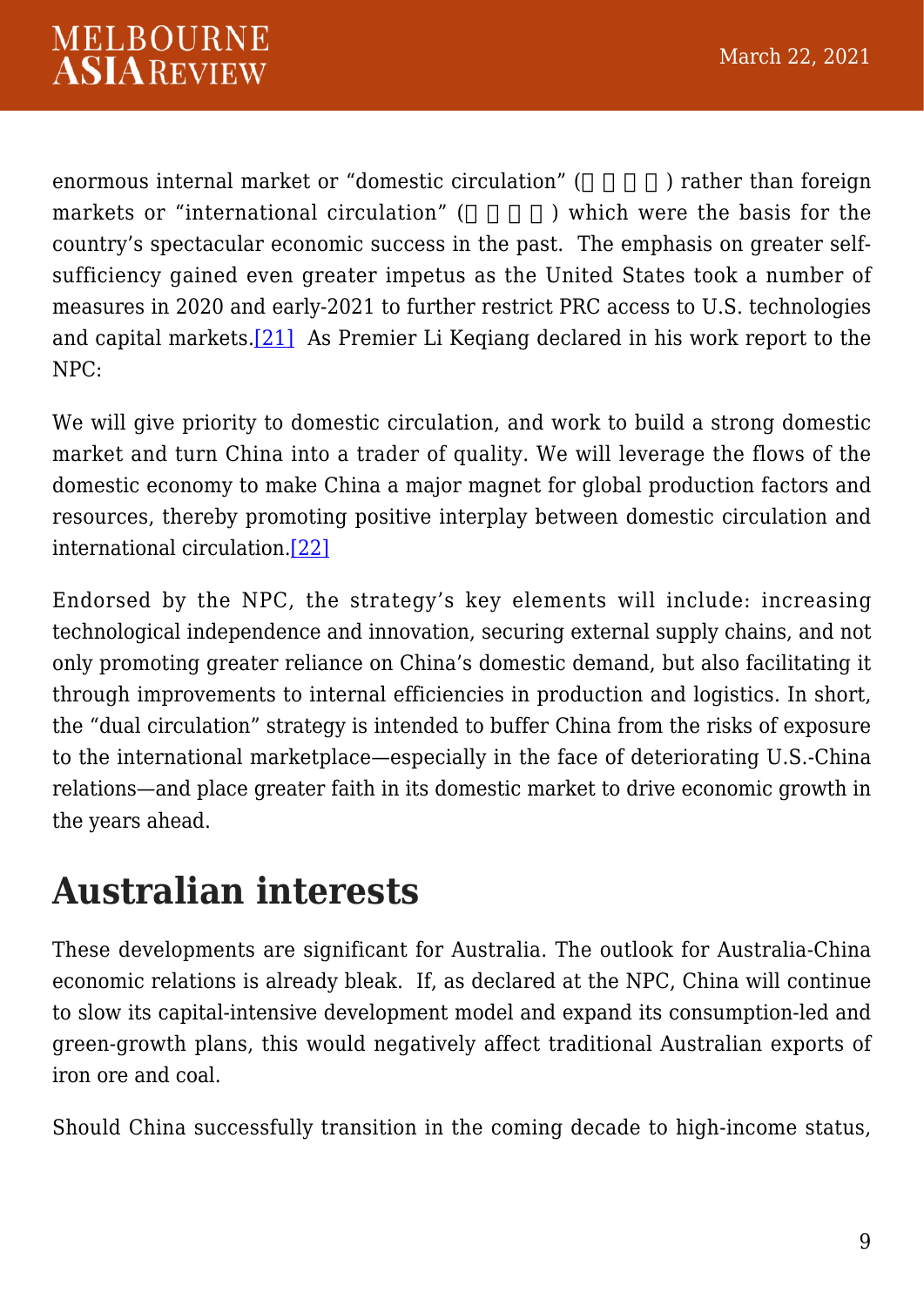enormous internal market or "domestic circulation" (□□□□) rather than foreign markets or "international circulation" (□□□□) which were the basis for the country's spectacular economic success in the past. The emphasis on greater self-sufficiency gained even greater impetus as the United States took a number of measures in 2020 and early-2021 to further restrict PRC access to U.S. technologies and capital markets.[21] As Premier Li Keqiang declared in his work report to the NPC:

We will give priority to domestic circulation, and work to build a strong domestic market and turn China into a trader of quality. We will leverage the flows of the domestic economy to make China a major magnet for global production factors and resources, thereby promoting positive interplay between domestic circulation and international circulation.[22]

Endorsed by the NPC, the strategy's key elements will include: increasing technological independence and innovation, securing external supply chains, and not only promoting greater reliance on China's domestic demand, but also facilitating it through improvements to internal efficiencies in production and logistics. In short, the "dual circulation" strategy is intended to buffer China from the risks of exposure to the international marketplace—especially in the face of deteriorating U.S.-China relations—and place greater faith in its domestic market to drive economic growth in the years ahead.

## Australian interests

These developments are significant for Australia. The outlook for Australia-China economic relations is already bleak. If, as declared at the NPC, China will continue to slow its capital-intensive development model and expand its consumption-led and green-growth plans, this would negatively affect traditional Australian exports of iron ore and coal.

Should China successfully transition in the coming decade to high-income status,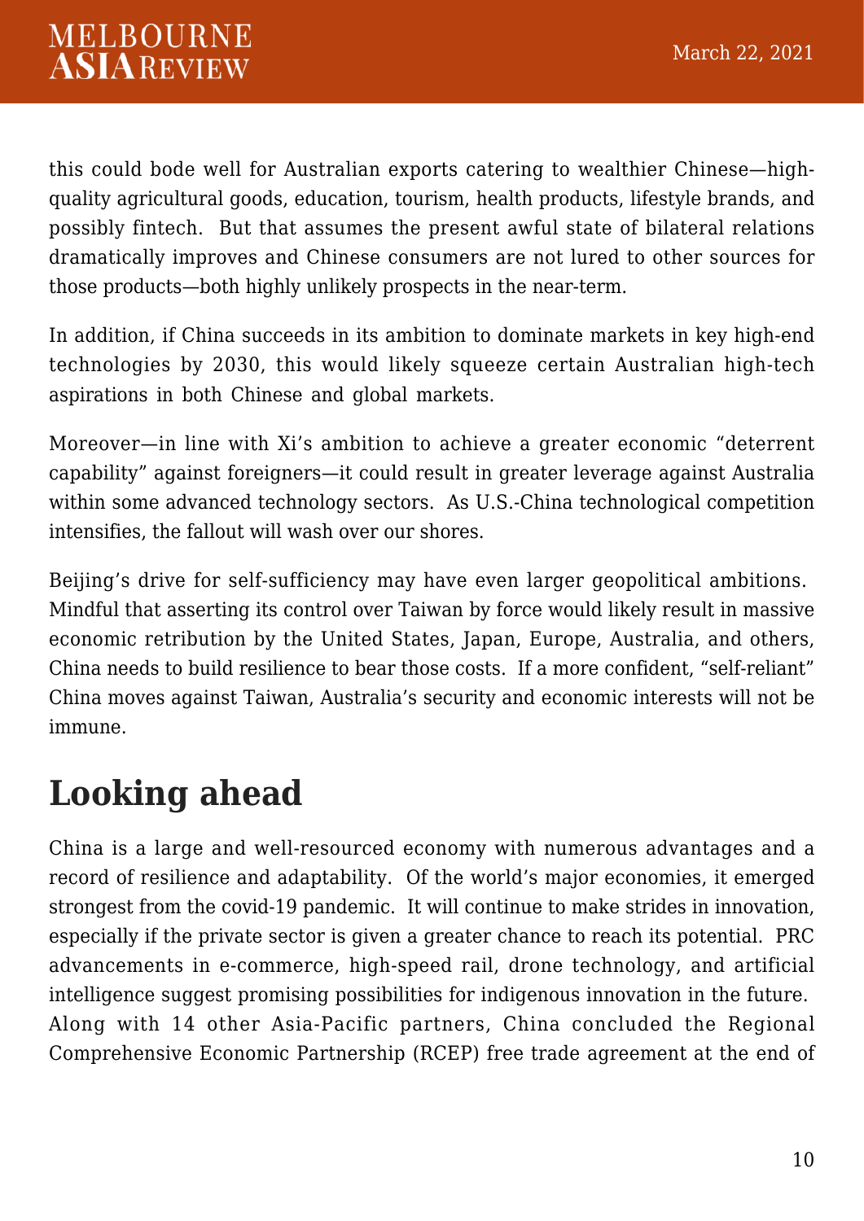this could bode well for Australian exports catering to wealthier Chinese—high-quality agricultural goods, education, tourism, health products, lifestyle brands, and possibly fintech.  But that assumes the present awful state of bilateral relations dramatically improves and Chinese consumers are not lured to other sources for those products—both highly unlikely prospects in the near-term.

In addition, if China succeeds in its ambition to dominate markets in key high-end technologies by 2030, this would likely squeeze certain Australian high-tech aspirations in both Chinese and global markets.

Moreover—in line with Xi's ambition to achieve a greater economic "deterrent capability" against foreigners—it could result in greater leverage against Australia within some advanced technology sectors.  As U.S.-China technological competition intensifies, the fallout will wash over our shores.

Beijing's drive for self-sufficiency may have even larger geopolitical ambitions.  Mindful that asserting its control over Taiwan by force would likely result in massive economic retribution by the United States, Japan, Europe, Australia, and others, China needs to build resilience to bear those costs.  If a more confident, "self-reliant" China moves against Taiwan, Australia's security and economic interests will not be immune.

## Looking ahead

China is a large and well-resourced economy with numerous advantages and a record of resilience and adaptability.  Of the world's major economies, it emerged strongest from the covid-19 pandemic.  It will continue to make strides in innovation, especially if the private sector is given a greater chance to reach its potential.  PRC advancements in e-commerce, high-speed rail, drone technology, and artificial intelligence suggest promising possibilities for indigenous innovation in the future.  Along with 14 other Asia-Pacific partners, China concluded the Regional Comprehensive Economic Partnership (RCEP) free trade agreement at the end of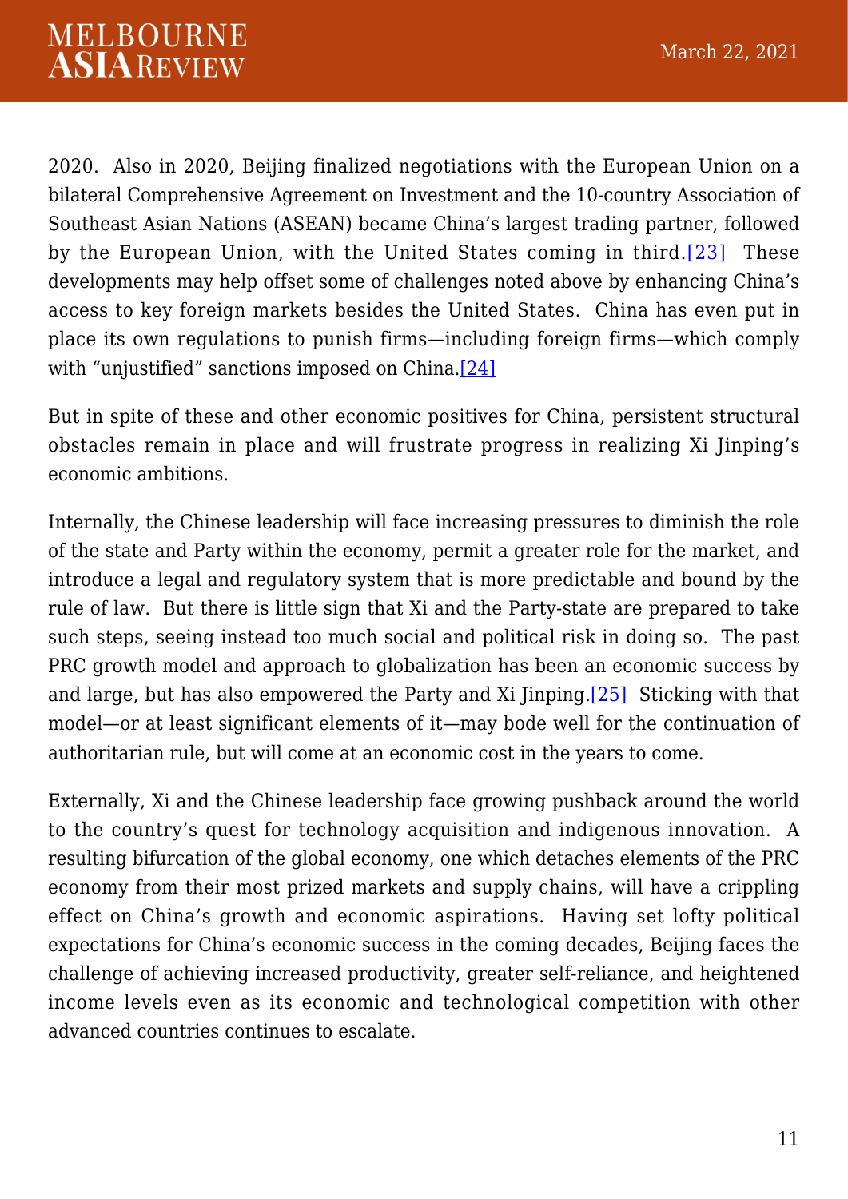2020.  Also in 2020, Beijing finalized negotiations with the European Union on a bilateral Comprehensive Agreement on Investment and the 10-country Association of Southeast Asian Nations (ASEAN) became China's largest trading partner, followed by the European Union, with the United States coming in third.[23]  These developments may help offset some of challenges noted above by enhancing China's access to key foreign markets besides the United States.  China has even put in place its own regulations to punish firms—including foreign firms—which comply with "unjustified" sanctions imposed on China.[24]

But in spite of these and other economic positives for China, persistent structural obstacles remain in place and will frustrate progress in realizing Xi Jinping's economic ambitions.

Internally, the Chinese leadership will face increasing pressures to diminish the role of the state and Party within the economy, permit a greater role for the market, and introduce a legal and regulatory system that is more predictable and bound by the rule of law.  But there is little sign that Xi and the Party-state are prepared to take such steps, seeing instead too much social and political risk in doing so.  The past PRC growth model and approach to globalization has been an economic success by and large, but has also empowered the Party and Xi Jinping.[25]  Sticking with that model—or at least significant elements of it—may bode well for the continuation of authoritarian rule, but will come at an economic cost in the years to come.

Externally, Xi and the Chinese leadership face growing pushback around the world to the country's quest for technology acquisition and indigenous innovation.  A resulting bifurcation of the global economy, one which detaches elements of the PRC economy from their most prized markets and supply chains, will have a crippling effect on China's growth and economic aspirations.  Having set lofty political expectations for China's economic success in the coming decades, Beijing faces the challenge of achieving increased productivity, greater self-reliance, and heightened income levels even as its economic and technological competition with other advanced countries continues to escalate.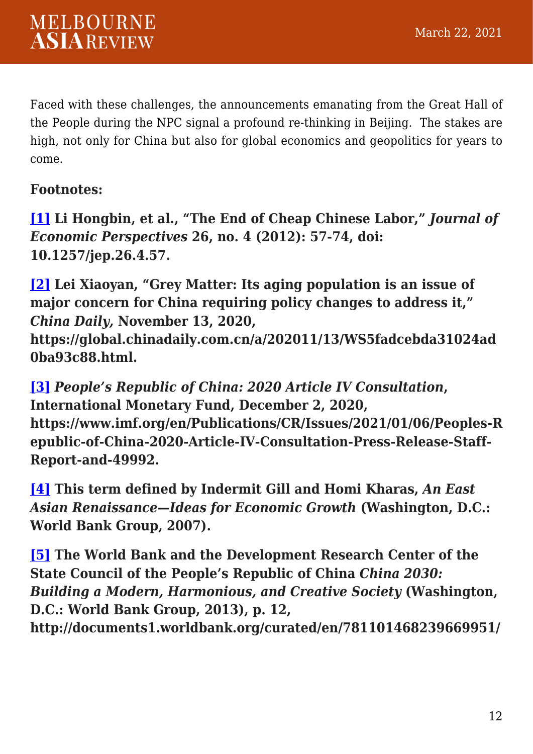Faced with these challenges, the announcements emanating from the Great Hall of the People during the NPC signal a profound re-thinking in Beijing. The stakes are high, not only for China but also for global economics and geopolitics for years to come.

**Footnotes:**

**[1] Li Hongbin, et al., "The End of Cheap Chinese Labor," *Journal of Economic Perspectives* 26, no. 4 (2012): 57-74, doi: 10.1257/jep.26.4.57.**

**[2] Lei Xiaoyan, "Grey Matter: Its aging population is an issue of major concern for China requiring policy changes to address it," *China Daily,* November 13, 2020, https://global.chinadaily.com.cn/a/202011/13/WS5fadcebda31024ad0ba93c88.html.**

**[3] *People's Republic of China: 2020 Article IV Consultation*, International Monetary Fund, December 2, 2020, https://www.imf.org/en/Publications/CR/Issues/2021/01/06/Peoples-Republic-of-China-2020-Article-IV-Consultation-Press-Release-Staff-Report-and-49992.**

**[4] This term defined by Indermit Gill and Homi Kharas, *An East Asian Renaissance—Ideas for Economic Growth* (Washington, D.C.: World Bank Group, 2007).**

**[5] The World Bank and the Development Research Center of the State Council of the People's Republic of China *China 2030: Building a Modern, Harmonious, and Creative Society* (Washington, D.C.: World Bank Group, 2013), p. 12, http://documents1.worldbank.org/curated/en/781101468239669951/**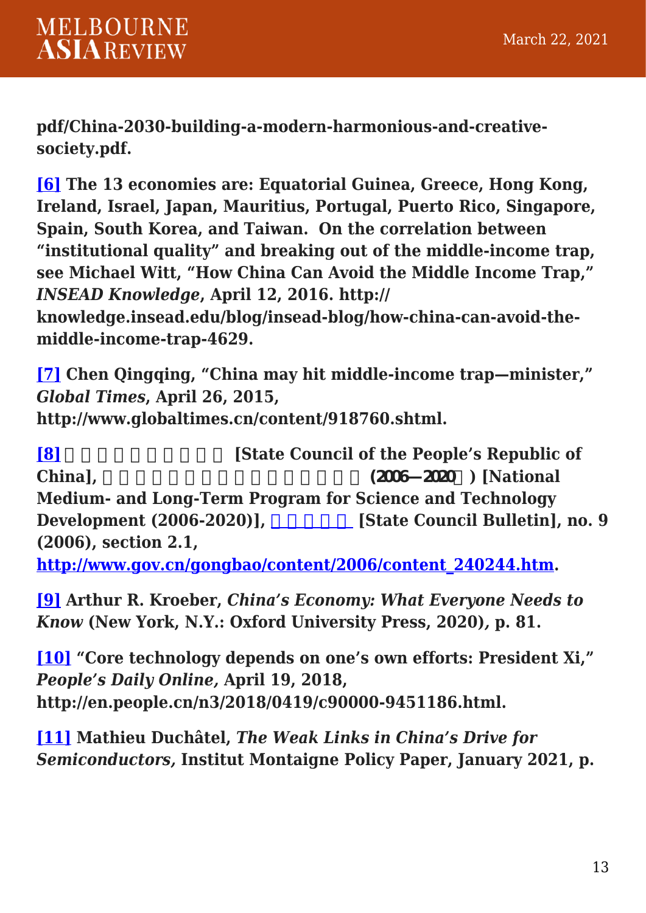pdf/China-2030-building-a-modern-harmonious-and-creative-society.pdf.

**[6]** The 13 economies are: Equatorial Guinea, Greece, Hong Kong, Ireland, Israel, Japan, Mauritius, Portugal, Puerto Rico, Singapore, Spain, South Korea, and Taiwan. On the correlation between "institutional quality" and breaking out of the middle-income trap, see Michael Witt, "How China Can Avoid the Middle Income Trap," *INSEAD Knowledge*, April 12, 2016. http://knowledge.insead.edu/blog/insead-blog/how-china-can-avoid-the-middle-income-trap-4629.

**[7]** Chen Qingqing, "China may hit middle-income trap—minister," *Global Times*, April 26, 2015, http://www.globaltimes.cn/content/918760.shtml.

**[8]** □□□□□□□□□□ [State Council of the People's Republic of China], □□□□□□□□□□□□□□□ (2006—2020□) [National Medium- and Long-Term Program for Science and Technology Development (2006-2020)], □□□□□ [State Council Bulletin], no. 9 (2006), section 2.1, http://www.gov.cn/gongbao/content/2006/content_240244.htm.

**[9]** Arthur R. Kroeber, *China's Economy: What Everyone Needs to Know* (New York, N.Y.: Oxford University Press, 2020), p. 81.

**[10]** "Core technology depends on one's own efforts: President Xi," *People's Daily Online*, April 19, 2018, http://en.people.cn/n3/2018/0419/c90000-9451186.html.

**[11]** Mathieu Duchâtel, *The Weak Links in China's Drive for Semiconductors,* Institut Montaigne Policy Paper, January 2021, p.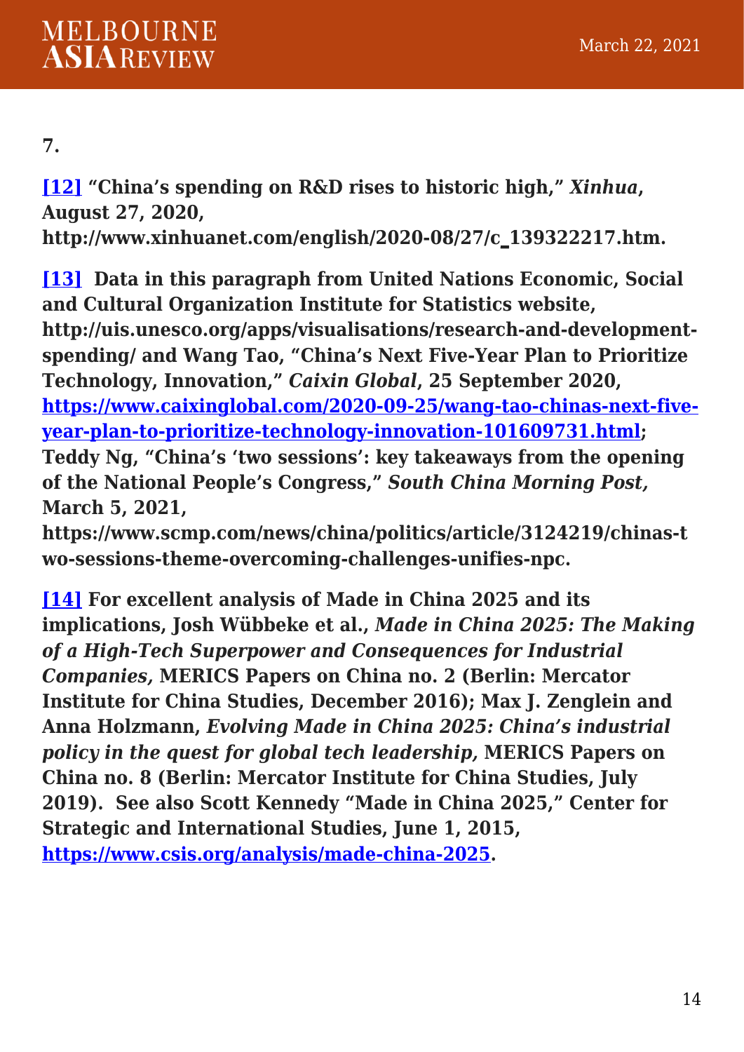**7.**

**[12] "China's spending on R&D rises to historic high,"** ***Xinhua*****, August 27, 2020, http://www.xinhuanet.com/english/2020-08/27/c_139322217.htm.**

**[13] Data in this paragraph from United Nations Economic, Social and Cultural Organization Institute for Statistics website, http://uis.unesco.org/apps/visualisations/research-and-development-spending/ and Wang Tao, "China's Next Five-Year Plan to Prioritize Technology, Innovation,"** ***Caixin Global*****, 25 September 2020, [https://www.caixinglobal.com/2020-09-25/wang-tao-chinas-next-five-year-plan-to-prioritize-technology-innovation-101609731.html](https://www.caixinglobal.com/2020-09-25/wang-tao-chinas-next-five-year-plan-to-prioritize-technology-innovation-101609731.html); Teddy Ng, "China's 'two sessions': key takeaways from the opening of the National People's Congress,"** ***South China Morning Post,*** **March 5, 2021, https://www.scmp.com/news/china/politics/article/3124219/chinas-two-sessions-theme-overcoming-challenges-unifies-npc.**

**[14] For excellent analysis of Made in China 2025 and its implications, Josh Wübbeke et al.,** ***Made in China 2025: The Making of a High-Tech Superpower and Consequences for Industrial Companies,*** **MERICS Papers on China no. 2 (Berlin: Mercator Institute for China Studies, December 2016); Max J. Zenglein and Anna Holzmann,** ***Evolving Made in China 2025: China's industrial policy in the quest for global tech leadership,*** **MERICS Papers on China no. 8 (Berlin: Mercator Institute for China Studies, July 2019). See also Scott Kennedy "Made in China 2025," Center for Strategic and International Studies, June 1, 2015, [https://www.csis.org/analysis/made-china-2025](https://www.csis.org/analysis/made-china-2025).**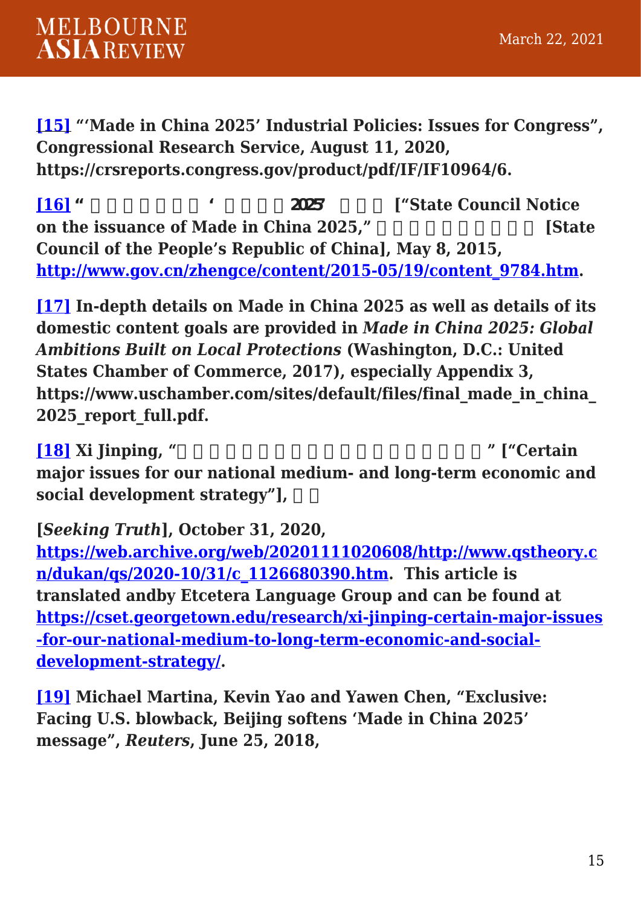[15] "'Made in China 2025' Industrial Policies: Issues for Congress", Congressional Research Service, August 11, 2020, https://crsreports.congress.gov/product/pdf/IF/IF10964/6.

[16] "□□□□□□□ '□□□□2025' □□□ ["State Council Notice on the issuance of Made in China 2025," □□□□□□□□□□ [State Council of the People's Republic of China], May 8, 2015, http://www.gov.cn/zhengce/content/2015-05/19/content_9784.htm.

[17] In-depth details on Made in China 2025 as well as details of its domestic content goals are provided in *Made in China 2025: Global Ambitions Built on Local Protections* (Washington, D.C.: United States Chamber of Commerce, 2017), especially Appendix 3, https://www.uschamber.com/sites/default/files/final_made_in_china_2025_report_full.pdf.

[18] Xi Jinping, "□□□□□□□□□□□□□□□□□□□" ["Certain major issues for our national medium- and long-term economic and social development strategy"], □□

[*Seeking Truth*], October 31, 2020, https://web.archive.org/web/20201111020608/http://www.qstheory.cn/dukan/qs/2020-10/31/c_1126680390.htm. This article is translated andby Etcetera Language Group and can be found at https://cset.georgetown.edu/research/xi-jinping-certain-major-issues-for-our-national-medium-to-long-term-economic-and-social-development-strategy/.

[19] Michael Martina, Kevin Yao and Yawen Chen, "Exclusive: Facing U.S. blowback, Beijing softens 'Made in China 2025' message", *Reuters*, June 25, 2018,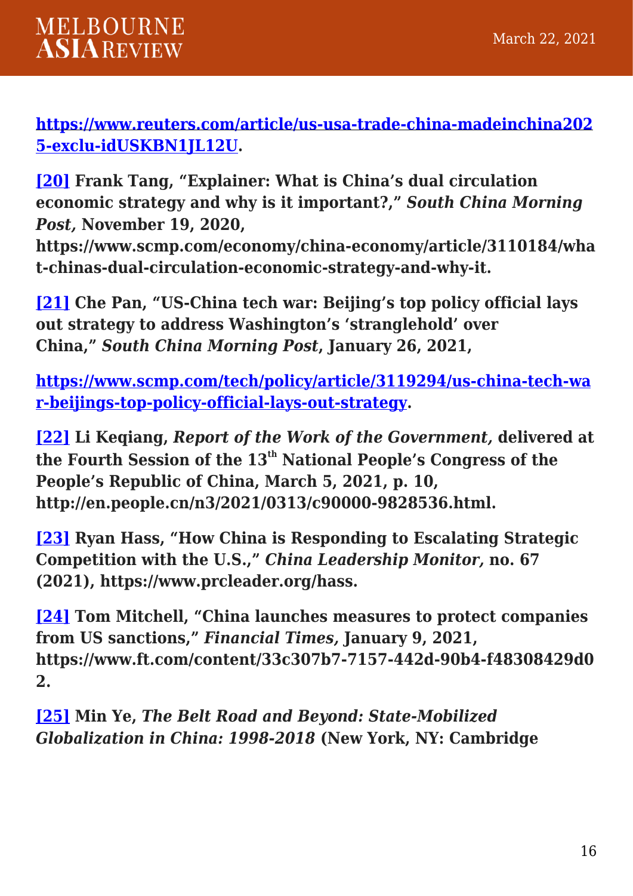**https://www.reuters.com/article/us-usa-trade-china-madeinchina2025-exclu-idUSKBN1JL12U.**

**[20] Frank Tang, "Explainer: What is China's dual circulation economic strategy and why is it important?," *South China Morning Post,* November 19, 2020, https://www.scmp.com/economy/china-economy/article/3110184/what-chinas-dual-circulation-economic-strategy-and-why-it.**

**[21] Che Pan, "US-China tech war: Beijing's top policy official lays out strategy to address Washington's 'stranglehold' over China," *South China Morning Post*, January 26, 2021,**

**https://www.scmp.com/tech/policy/article/3119294/us-china-tech-war-beijings-top-policy-official-lays-out-strategy.**

**[22] Li Keqiang, *Report of the Work of the Government,* delivered at the Fourth Session of the 13th National People's Congress of the People's Republic of China, March 5, 2021, p. 10, http://en.people.cn/n3/2021/0313/c90000-9828536.html.**

**[23] Ryan Hass, "How China is Responding to Escalating Strategic Competition with the U.S.," *China Leadership Monitor,* no. 67 (2021), https://www.prcleader.org/hass.**

**[24] Tom Mitchell, "China launches measures to protect companies from US sanctions," *Financial Times,* January 9, 2021, https://www.ft.com/content/33c307b7-7157-442d-90b4-f48308429d02.**

**[25] Min Ye, *The Belt Road and Beyond: State-Mobilized Globalization in China: 1998-2018* (New York, NY: Cambridge**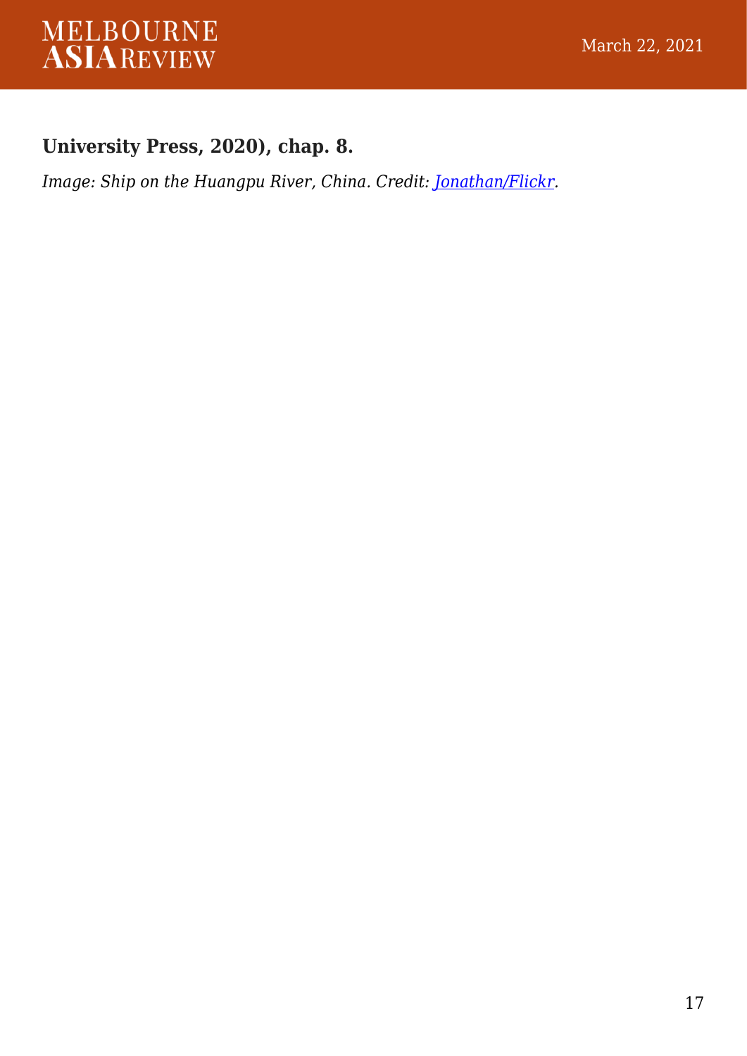**University Press, 2020), chap. 8.**

*Image: Ship on the Huangpu River, China. Credit: [Jonathan/Flickr](Jonathan/Flickr).*